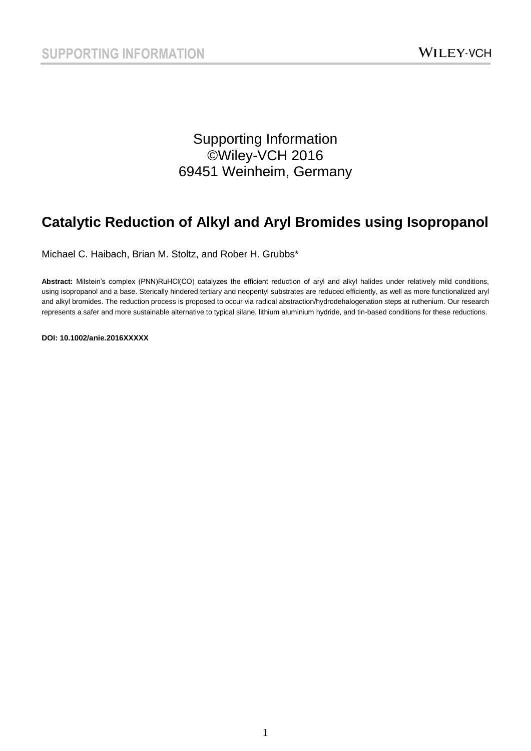Supporting Information
©Wiley-VCH 2016
69451 Weinheim, Germany

# Catalytic Reduction of Alkyl and Aryl Bromides using Isopropanol

Michael C. Haibach, Brian M. Stoltz, and Rober H. Grubbs*

**Abstract:** Milstein's complex (PNN)RuHCl(CO) catalyzes the efficient reduction of aryl and alkyl halides under relatively mild conditions, using isopropanol and a base. Sterically hindered tertiary and neopentyl substrates are reduced efficiently, as well as more functionalized aryl and alkyl bromides. The reduction process is proposed to occur via radical abstraction/hydrodehalogenation steps at ruthenium. Our research represents a safer and more sustainable alternative to typical silane, lithium aluminium hydride, and tin-based conditions for these reductions.

**DOI: 10.1002/anie.2016XXXXX**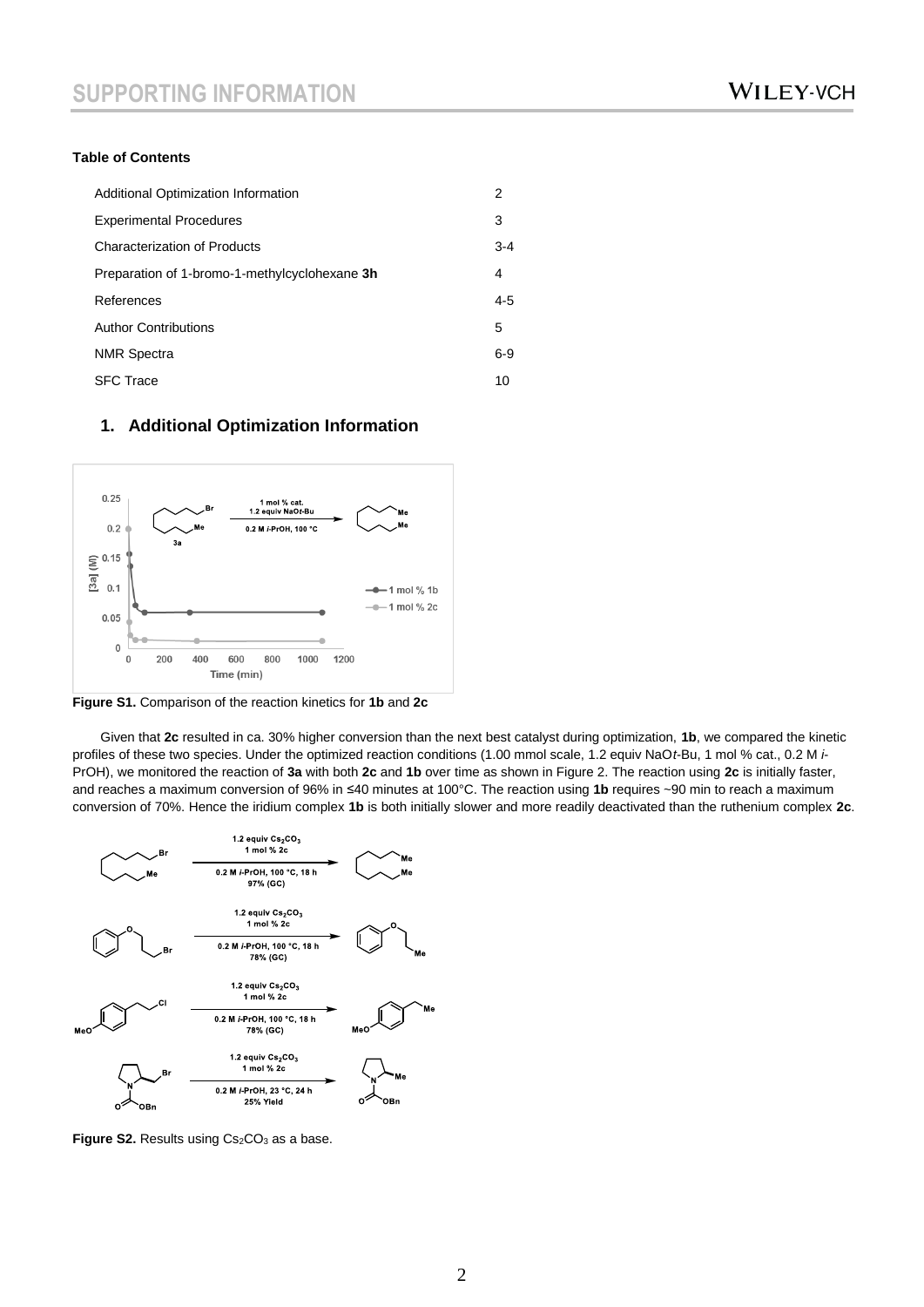**Table of Contents**

| | |
|---|---|
| Additional Optimization Information | 2 |
| Experimental Procedures | 3 |
| Characterization of Products | 3-4 |
| Preparation of 1-bromo-1-methylcyclohexane **3h** | 4 |
| References | 4-5 |
| Author Contributions | 5 |
| NMR Spectra | 6-9 |
| SFC Trace | 10 |

## 1. Additional Optimization Information

**Figure S1.** Comparison of the reaction kinetics for **1b** and **2c**

Given that **2c** resulted in ca. 30% higher conversion than the next best catalyst during optimization, **1b**, we compared the kinetic profiles of these two species. Under the optimized reaction conditions (1.00 mmol scale, 1.2 equiv NaO*t*-Bu, 1 mol % cat., 0.2 M *i*-PrOH), we monitored the reaction of **3a** with both **2c** and **1b** over time as shown in Figure 2. The reaction using **2c** is initially faster, and reaches a maximum conversion of 96% in ≤40 minutes at 100°C. The reaction using **1b** requires ~90 min to reach a maximum conversion of 70%. Hence the iridium complex **1b** is both initially slower and more readily deactivated than the ruthenium complex **2c**.

**Figure S2.** Results using $Cs_2CO_3$ as a base.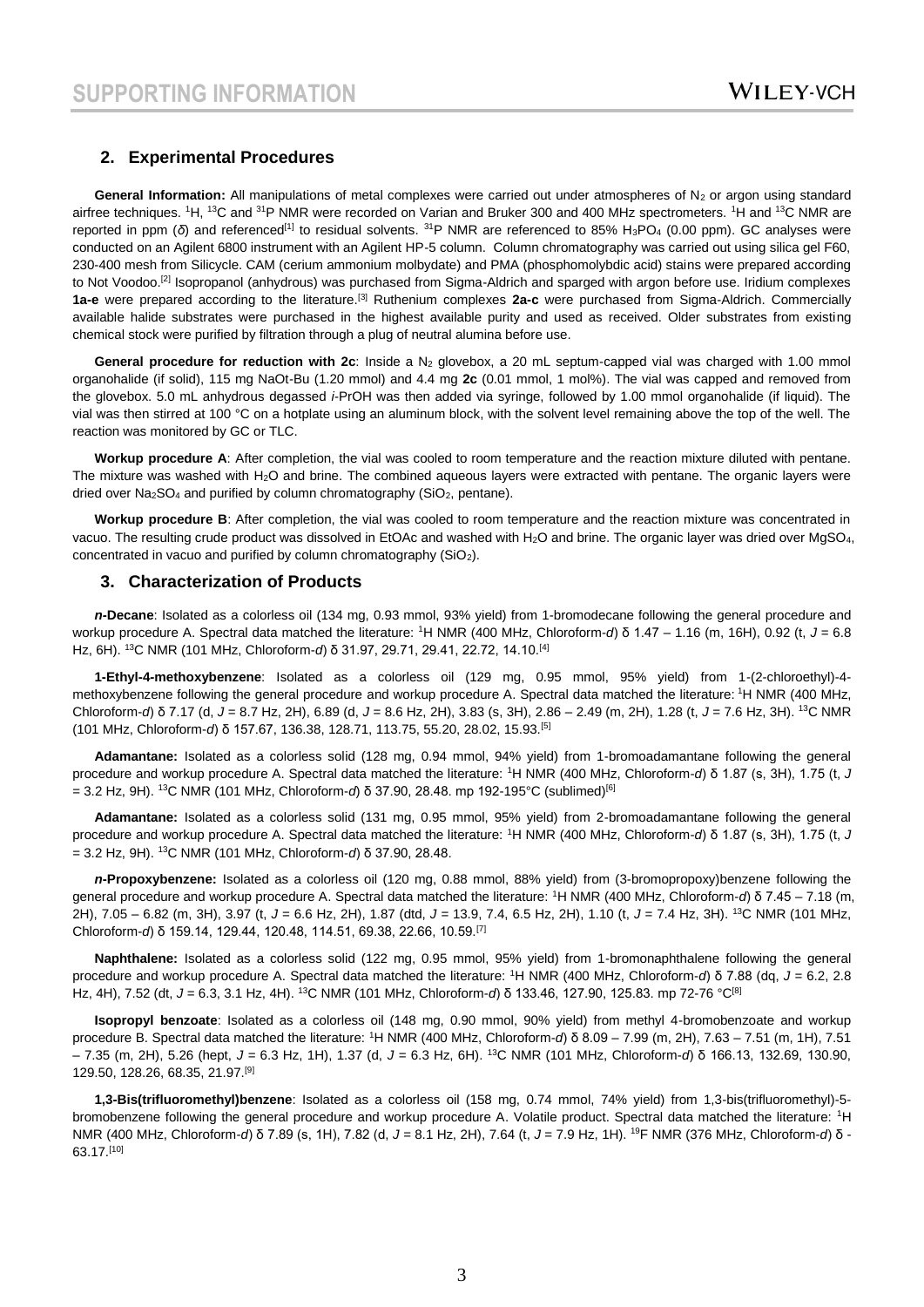## 2. Experimental Procedures

**General Information:** All manipulations of metal complexes were carried out under atmospheres of $N_2$ or argon using standard airfree techniques. $^1H$, $^{13}C$ and $^{31}P$ NMR were recorded on Varian and Bruker 300 and 400 MHz spectrometers. $^1H$ and $^{13}C$ NMR are reported in ppm ($\delta$) and referenced[1] to residual solvents. $^{31}P$ NMR are referenced to 85% $H_3PO_4$ (0.00 ppm). GC analyses were conducted on an Agilent 6800 instrument with an Agilent HP-5 column. Column chromatography was carried out using silica gel F60, 230-400 mesh from Silicycle. CAM (cerium ammonium molbydate) and PMA (phosphomolybdic acid) stains were prepared according to Not Voodoo.[2] Isopropanol (anhydrous) was purchased from Sigma-Aldrich and sparged with argon before use. Iridium complexes **1a-e** were prepared according to the literature.[3] Ruthenium complexes **2a-c** were purchased from Sigma-Aldrich. Commercially available halide substrates were purchased in the highest available purity and used as received. Older substrates from existing chemical stock were purified by filtration through a plug of neutral alumina before use.

**General procedure for reduction with 2c**: Inside a $N_2$ glovebox, a 20 mL septum-capped vial was charged with 1.00 mmol organohalide (if solid), 115 mg NaOt-Bu (1.20 mmol) and 4.4 mg **2c** (0.01 mmol, 1 mol%). The vial was capped and removed from the glovebox. 5.0 mL anhydrous degassed *i*-PrOH has then added via syringe, followed by 1.00 mmol organohalide (if liquid). The vial was then stirred at 100 °C on a hotplate using an aluminum block, with the solvent level remaining above the top of the well. The reaction was monitored by GC or TLC.

**Workup procedure A**: After completion, the vial was cooled to room temperature and the reaction mixture diluted with pentane. The mixture was washed with $H_2O$ and brine. The combined aqueous layers were extracted with pentane. The organic layers were dried over $Na_2SO_4$ and purified by column chromatography ($SiO_2$, pentane).

**Workup procedure B**: After completion, the vial was cooled to room temperature and the reaction mixture was concentrated in vacuo. The resulting crude product was dissolved in EtOAc and washed with $H_2O$ and brine. The organic layer was dried over $MgSO_4$, concentrated in vacuo and purified by column chromatography ($SiO_2$).

## 3. Characterization of Products

***n*-Decane**: Isolated as a colorless oil (134 mg, 0.93 mmol, 93% yield) from 1-bromodecane following the general procedure and workup procedure A. Spectral data matched the literature: $^1H$ NMR (400 MHz, Chloroform-*d*) δ 1.47 – 1.16 (m, 16H), 0.92 (t, *J* = 6.8 Hz, 6H). $^{13}C$ NMR (101 MHz, Chloroform-*d*) δ 31.97, 29.71, 29.41, 22.72, 14.10.[4]

**1-Ethyl-4-methoxybenzene**: Isolated as a colorless oil (129 mg, 0.95 mmol, 95% yield) from 1-(2-chloroethyl)-4-methoxybenzene following the general procedure and workup procedure A. Spectral data matched the literature: $^1H$ NMR (400 MHz, Chloroform-*d*) δ 7.17 (d, *J* = 8.7 Hz, 2H), 6.89 (d, *J* = 8.6 Hz, 2H), 3.83 (s, 3H), 2.86 – 2.49 (m, 2H), 1.28 (t, *J* = 7.6 Hz, 3H). $^{13}C$ NMR (101 MHz, Chloroform-*d*) δ 157.67, 136.38, 128.71, 113.75, 55.20, 28.02, 15.93.[5]

**Adamantane:** Isolated as a colorless solid (128 mg, 0.94 mmol, 94% yield) from 1-bromoadamantane following the general procedure and workup procedure A. Spectral data matched the literature: $^1H$ NMR (400 MHz, Chloroform-*d*) δ 1.87 (s, 3H), 1.75 (t, *J* = 3.2 Hz, 9H). $^{13}C$ NMR (101 MHz, Chloroform-*d*) δ 37.90, 28.48. mp 192-195°C (sublimed)[6]

**Adamantane:** Isolated as a colorless solid (131 mg, 0.95 mmol, 95% yield) from 2-bromoadamantane following the general procedure and workup procedure A. Spectral data matched the literature: $^1H$ NMR (400 MHz, Chloroform-*d*) δ 1.87 (s, 3H), 1.75 (t, *J* = 3.2 Hz, 9H). $^{13}C$ NMR (101 MHz, Chloroform-*d*) δ 37.90, 28.48.

***n*-Propoxybenzene:** Isolated as a colorless oil (120 mg, 0.88 mmol, 88% yield) from (3-bromopropoxy)benzene following the general procedure and workup procedure A. Spectral data matched the literature: $^1H$ NMR (400 MHz, Chloroform-*d*) δ 7.45 – 7.18 (m, 2H), 7.05 – 6.82 (m, 3H), 3.97 (t, *J* = 6.6 Hz, 2H), 1.87 (dtd, *J* = 13.9, 7.4, 6.5 Hz, 2H), 1.10 (t, *J* = 7.4 Hz, 3H). $^{13}C$ NMR (101 MHz, Chloroform-*d*) δ 159.14, 129.44, 120.48, 114.51, 69.38, 22.66, 10.59.[7]

**Naphthalene:** Isolated as a colorless solid (122 mg, 0.95 mmol, 95% yield) from 1-bromonaphthalene following the general procedure and workup procedure A. Spectral data matched the literature: $^1H$ NMR (400 MHz, Chloroform-*d*) δ 7.88 (dq, *J* = 6.2, 2.8 Hz, 4H), 7.52 (dt, *J* = 6.3, 3.1 Hz, 4H). $^{13}C$ NMR (101 MHz, Chloroform-*d*) δ 133.46, 127.90, 125.83. mp 72-76 °C[8]

**Isopropyl benzoate**: Isolated as a colorless oil (148 mg, 0.90 mmol, 90% yield) from methyl 4-bromobenzoate and workup procedure B. Spectral data matched the literature: $^1H$ NMR (400 MHz, Chloroform-*d*) δ 8.09 – 7.99 (m, 2H), 7.63 – 7.51 (m, 1H), 7.51 – 7.35 (m, 2H), 5.26 (hept, *J* = 6.3 Hz, 1H), 1.37 (d, *J* = 6.3 Hz, 6H). $^{13}C$ NMR (101 MHz, Chloroform-*d*) δ 166.13, 132.69, 130.90, 129.50, 128.26, 68.35, 21.97.[9]

**1,3-Bis(trifluoromethyl)benzene**: Isolated as a colorless oil (158 mg, 0.74 mmol, 74% yield) from 1,3-bis(trifluoromethyl)-5-bromobenzene following the general procedure and workup procedure A. Volatile product. Spectral data matched the literature: $^1H$ NMR (400 MHz, Chloroform-*d*) δ 7.89 (s, 1H), 7.82 (d, *J* = 8.1 Hz, 2H), 7.64 (t, *J* = 7.9 Hz, 1H). $^{19}F$ NMR (376 MHz, Chloroform-*d*) δ -63.17.[10]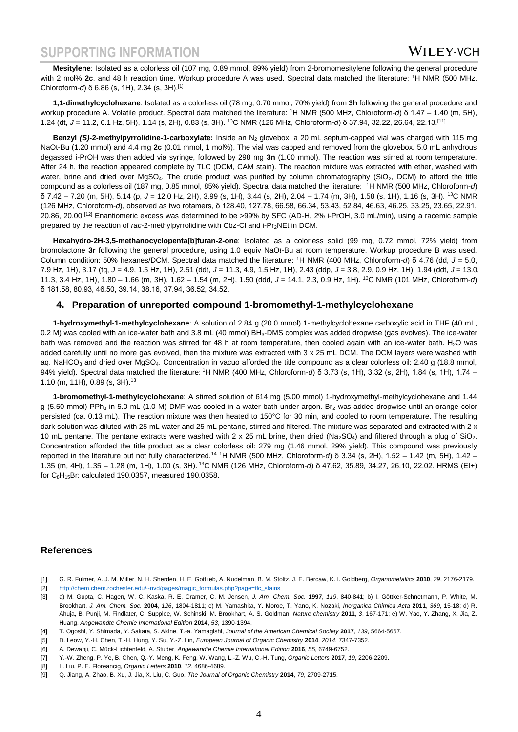**Mesitylene**: Isolated as a colorless oil (107 mg, 0.89 mmol, 89% yield) from 2-bromomesitylene following the general procedure with 2 mol% **2c**, and 48 h reaction time. Workup procedure A was used. Spectral data matched the literature: $^1$H NMR (500 MHz, Chloroform-*d*) δ 6.86 (s, 1H), 2.34 (s, 3H).[1]

**1,1-dimethylcyclohexane**: Isolated as a colorless oil (78 mg, 0.70 mmol, 70% yield) from **3h** following the general procedure and workup procedure A. Volatile product. Spectral data matched the literature: $^1$H NMR (500 MHz, Chloroform-*d*) δ 1.47 – 1.40 (m, 5H), 1.24 (dt, *J* = 11.2, 6.1 Hz, 5H), 1.14 (s, 2H), 0.83 (s, 3H). $^{13}$C NMR (126 MHz, Chloroform-*d*) δ 37.94, 32.22, 26.64, 22.13.[11]

**Benzyl *(S)*-2-methylpyrrolidine-1-carboxylate:** Inside an $N_2$ glovebox, a 20 mL septum-capped vial was charged with 115 mg NaOt-Bu (1.20 mmol) and 4.4 mg **2c** (0.01 mmol, 1 mol%). The vial was capped and removed from the glovebox. 5.0 mL anhydrous degassed i-PrOH was then added via syringe, followed by 298 mg **3n** (1.00 mmol). The reaction was stirred at room temperature. After 24 h, the reaction appeared complete by TLC (DCM, CAM stain). The reaction mixture was extracted with ether, washed with water, brine and dried over $MgSO_4$. The crude product was purified by column chromatography ($SiO_2$, DCM) to afford the title compound as a colorless oil (187 mg, 0.85 mmol, 85% yield). Spectral data matched the literature: $^1$H NMR (500 MHz, Chloroform-*d*) δ 7.42 – 7.20 (m, 5H), 5.14 (p, *J* = 12.0 Hz, 2H), 3.99 (s, 1H), 3.44 (s, 2H), 2.04 – 1.74 (m, 3H), 1.58 (s, 1H), 1.16 (s, 3H). $^{13}$C NMR (126 MHz, Chloroform-*d*), observed as two rotamers, δ 128.40, 127.78, 66.58, 66.34, 53.43, 52.84, 46.63, 46.25, 33.25, 23.65, 22.91, 20.86, 20.00.[12] Enantiomeric excess was determined to be >99% by SFC (AD-H, 2% i-PrOH, 3.0 mL/min), using a racemic sample prepared by the reaction of *rac*-2-methylpyrrolidine with Cbz-Cl and i-$Pr_2$NEt in DCM.

**Hexahydro-2H-3,5-methanocyclopenta[b]furan-2-one**: Isolated as a colorless solid (99 mg, 0.72 mmol, 72% yield) from bromolactone **3r** following the general procedure, using 1.0 equiv NaO*t*-Bu at room temperature. Workup procedure B was used. Column condition: 50% hexanes/DCM. Spectral data matched the literature: $^1$H NMR (400 MHz, Chloroform-*d*) δ 4.76 (dd, *J* = 5.0, 7.9 Hz, 1H), 3.17 (tq, *J* = 4.9, 1.5 Hz, 1H), 2.51 (ddt, *J* = 11.3, 4.9, 1.5 Hz, 1H), 2.43 (ddp, *J* = 3.8, 2.9, 0.9 Hz, 1H), 1.94 (ddt, *J* = 13.0, 11.3, 3.4 Hz, 1H), 1.80 – 1.66 (m, 3H), 1.62 – 1.54 (m, 2H), 1.50 (ddd, *J* = 14.1, 2.3, 0.9 Hz, 1H). $^{13}$C NMR (101 MHz, Chloroform-*d*) δ 181.58, 80.93, 46.50, 39.14, 38.16, 37.94, 36.52, 34.52.

## 4. Preparation of unreported compound 1-bromomethyl-1-methylcyclohexane

**1-hydroxymethyl-1-methylcyclohexane**: A solution of 2.84 g (20.0 mmol) 1-methylcyclohexane carboxylic acid in THF (40 mL, 0.2 M) was cooled with an ice-water bath and 3.8 mL (40 mmol) $BH_3$-DMS complex was added dropwise (gas evolves). The ice-water bath was removed and the reaction was stirred for 48 h at room temperature, then cooled again with an ice-water bath. $H_2O$ was added carefully until no more gas evolved, then the mixture was extracted with 3 x 25 mL DCM. The DCM layers were washed with aq. $NaHCO_3$ and dried over $MgSO_4$. Concentration in vacuo afforded the title compound as a clear colorless oil: 2.40 g (18.8 mmol, 94% yield). Spectral data matched the literature: $^1$H NMR (400 MHz, Chloroform-*d*) δ 3.73 (s, 1H), 3.32 (s, 2H), 1.84 (s, 1H), 1.74 – 1.10 (m, 11H), 0.89 (s, 3H).[13]

**1-bromomethyl-1-methylcyclohexane**: A stirred solution of 614 mg (5.00 mmol) 1-hydroxymethyl-methylcyclohexane and 1.44 g (5.50 mmol) $PPh_3$ in 5.0 mL (1.0 M) DMF was cooled in a water bath under argon. $Br_2$ was added dropwise until an orange color persisted (ca. 0.13 mL). The reaction mixture was then heated to 150°C for 30 min, and cooled to room temperature. The resulting dark solution was diluted with 25 mL water and 25 mL pentane, stirred and filtered. The mixture was separated and extracted with 2 x 10 mL pentane. The pentane extracts were washed with 2 x 25 mL brine, then dried ($Na_2SO_4$) and filtered through a plug of $SiO_2$. Concentration afforded the title product as a clear colorless oil: 279 mg (1.46 mmol, 29% yield). This compound was previously reported in the literature but not fully characterized.[14] $^1$H NMR (500 MHz, Chloroform-*d*) δ 3.34 (s, 2H), 1.52 – 1.42 (m, 5H), 1.42 – 1.35 (m, 4H), 1.35 – 1.28 (m, 1H), 1.00 (s, 3H). $^{13}$C NMR (126 MHz, Chloroform-*d*) δ 47.62, 35.89, 34.27, 26.10, 22.02. HRMS (EI+) for $C_8H_{15}Br$: calculated 190.0357, measured 190.0358.

## References

[1] G. R. Fulmer, A. J. M. Miller, N. H. Sherden, H. E. Gottlieb, A. Nudelman, B. M. Stoltz, J. E. Bercaw, K. I. Goldberg, *Organometallics* **2010**, *29*, 2176-2179.

[2] http://chem.chem.rochester.edu/~nvd/pages/magic_formulas.php?page=tlc_stains

[3] a) M. Gupta, C. Hagen, W. C. Kaska, R. E. Cramer, C. M. Jensen, *J. Am. Chem. Soc.* **1997**, *119*, 840-841; b) I. Göttker-Schnetmann, P. White, M. Brookhart, *J. Am. Chem. Soc.* **2004**, *126*, 1804-1811; c) M. Yamashita, Y. Moroe, T. Yano, K. Nozaki, *Inorganica Chimica Acta* **2011**, *369*, 15-18; d) R. Ahuja, B. Punji, M. Findlater, C. Supplee, W. Schinski, M. Brookhart, A. S. Goldman, *Nature chemistry* **2011**, *3*, 167-171; e) W. Yao, Y. Zhang, X. Jia, Z. Huang, *Angewandte Chemie International Edition* **2014**, *53*, 1390-1394.

[4] T. Ogoshi, Y. Shimada, Y. Sakata, S. Akine, T.-a. Yamagishi, *Journal of the American Chemical Society* **2017**, *139*, 5664-5667.

[5] D. Leow, Y.-H. Chen, T.-H. Hung, Y. Su, Y.-Z. Lin, *European Journal of Organic Chemistry* **2014**, *2014*, 7347-7352.

[6] A. Dewanji, C. Mück-Lichtenfeld, A. Studer, *Angewandte Chemie International Edition* **2016**, *55*, 6749-6752.

[7] Y.-W. Zheng, P. Ye, B. Chen, Q.-Y. Meng, K. Feng, W. Wang, L.-Z. Wu, C.-H. Tung, *Organic Letters* **2017**, *19*, 2206-2209.

[8] L. Liu, P. E. Floreancig, *Organic Letters* **2010**, *12*, 4686-4689.

[9] Q. Jiang, A. Zhao, B. Xu, J. Jia, X. Liu, C. Guo, *The Journal of Organic Chemistry* **2014**, *79*, 2709-2715.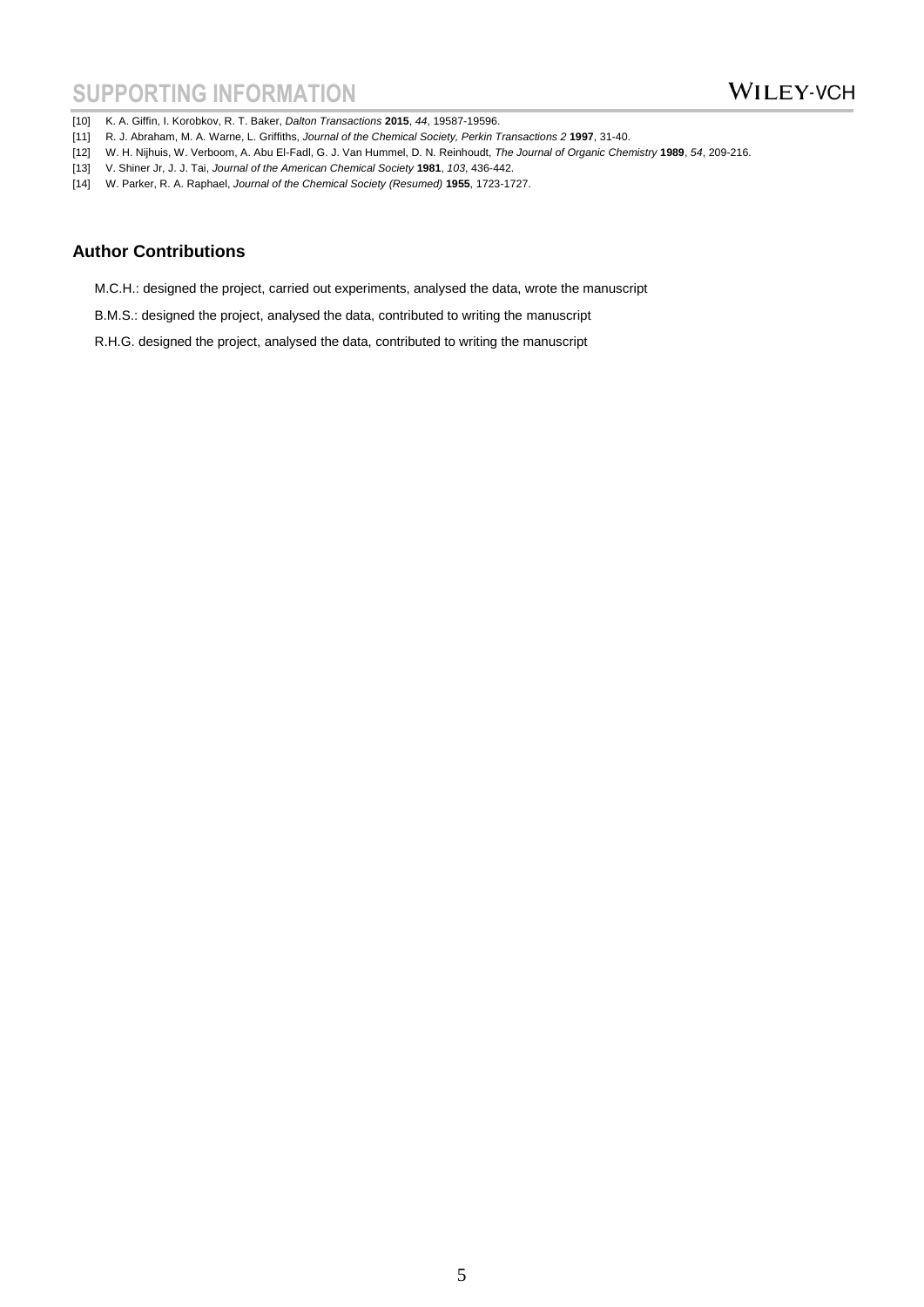[10] K. A. Giffin, I. Korobkov, R. T. Baker, *Dalton Transactions* **2015**, *44*, 19587-19596.
[11] R. J. Abraham, M. A. Warne, L. Griffiths, *Journal of the Chemical Society, Perkin Transactions 2* **1997**, 31-40.
[12] W. H. Nijhuis, W. Verboom, A. Abu El-Fadl, G. J. Van Hummel, D. N. Reinhoudt, *The Journal of Organic Chemistry* **1989**, *54*, 209-216.
[13] V. Shiner Jr, J. J. Tai, *Journal of the American Chemical Society* **1981**, *103*, 436-442.
[14] W. Parker, R. A. Raphael, *Journal of the Chemical Society (Resumed)* **1955**, 1723-1727.

## Author Contributions

M.C.H.: designed the project, carried out experiments, analysed the data, wrote the manuscript

B.M.S.: designed the project, analysed the data, contributed to writing the manuscript

R.H.G. designed the project, analysed the data, contributed to writing the manuscript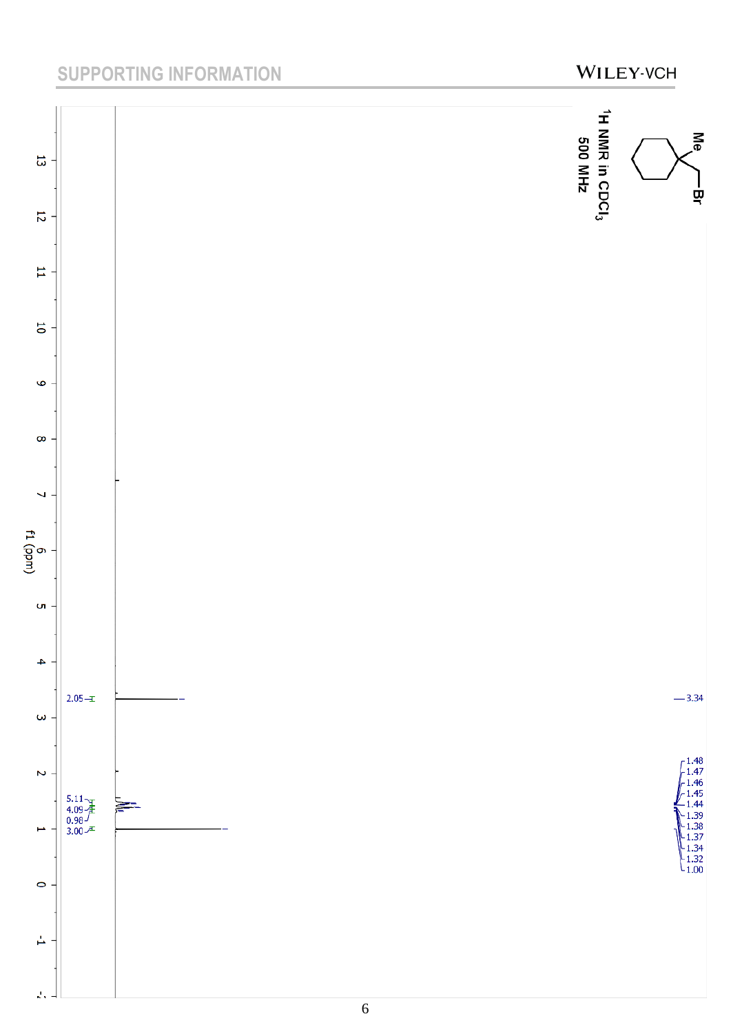$^1$H NMR in $CDCl_3$
500 MHz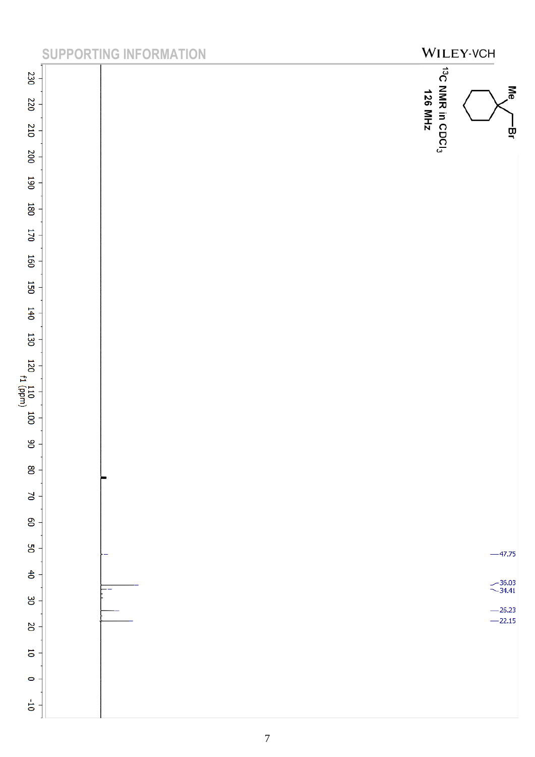$^{13}C$ NMR in $CDCl_3$
126 MHz

47.75
36.03
34.41
25.23
22.15

f1 (ppm)

230 220 210 200 190 180 170 160 150 140 130 120 110 100 90 80 70 60 50 40 30 20 10 0 -10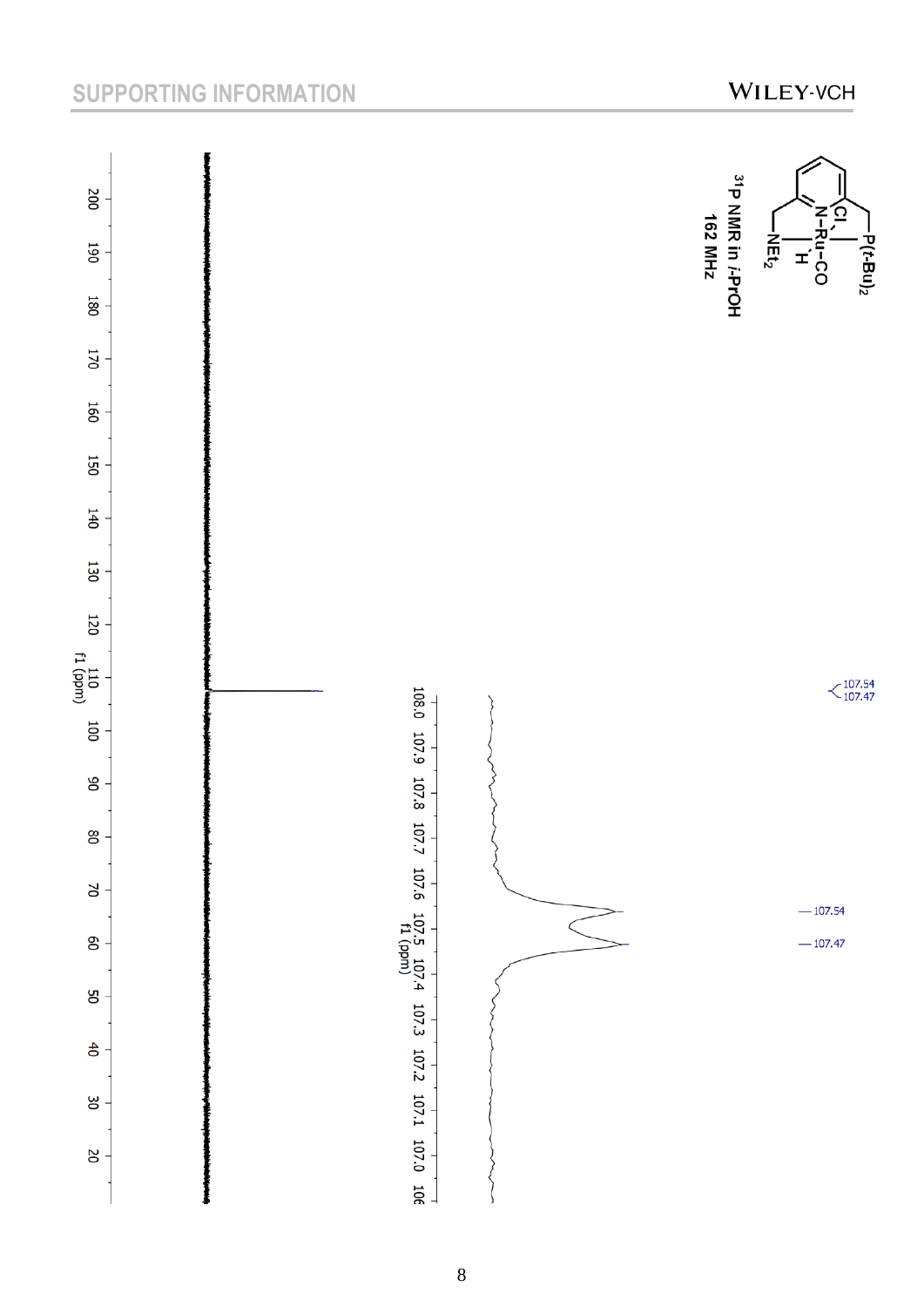$^{31}$P NMR in *i*-PrOH
162 MHz

107.54
107.47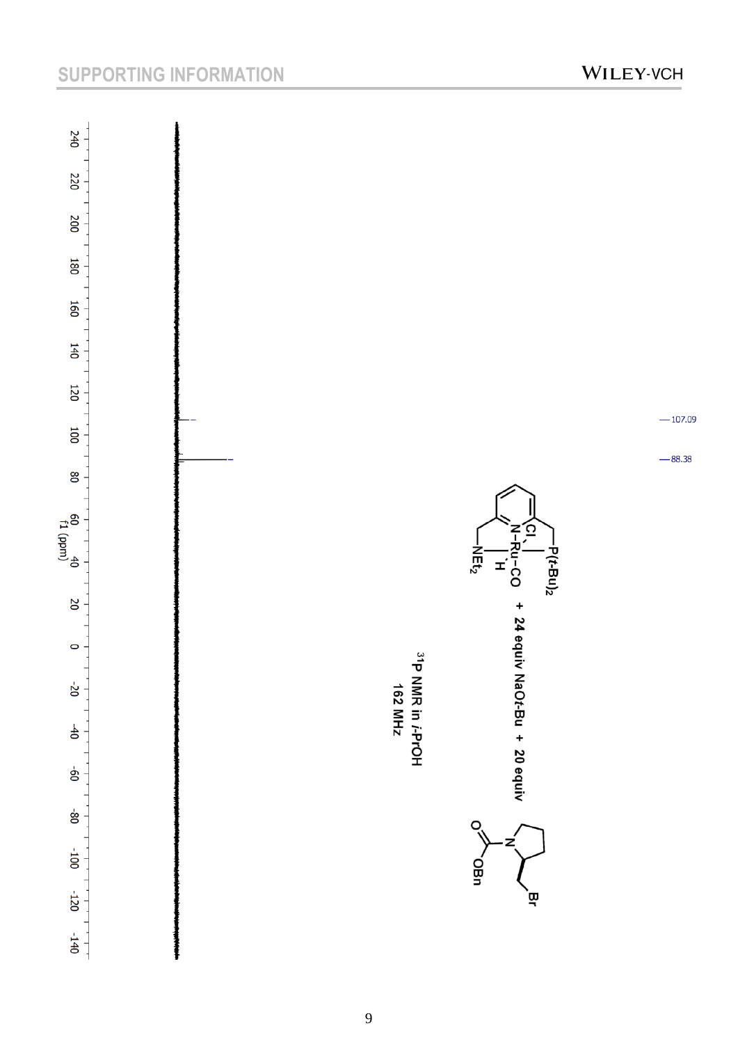+ 24 equiv NaO*t*-Bu + 20 equiv

$^{31}$P NMR in *i*-PrOH
162 MHz

—107.09

—88.38

f1 (ppm)

240 220 200 180 160 140 120 100 80 60 40 20 0 -20 -40 -60 -80 -100 -120 -140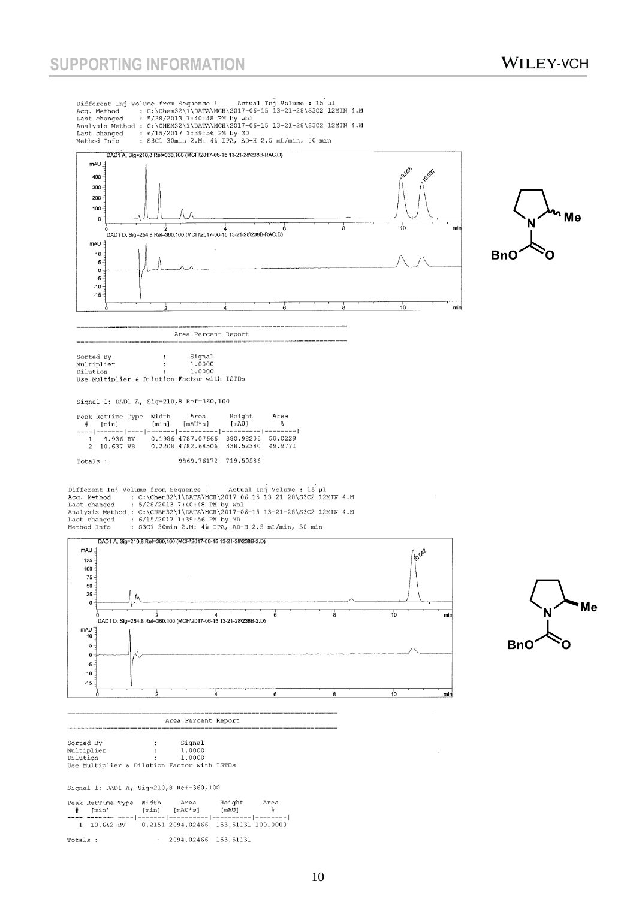```
Different Inj Volume from Sequence !     Actual Inj Volume : 15 µl
Acq. Method      : C:\Chem32\1\DATA\MCH\2017-06-15 13-21-28\S3C2 12MIN 4.M
Last changed     : 5/28/2013 7:40:48 PM by wbl
Analysis Method  : C:\CHEM32\1\DATA\MCH\2017-06-15 13-21-28\S3C2 12MIN 4.M
Last changed     : 6/15/2017 1:39:56 PM by MD
Method Info      : S3C1 30min 2.M: 4% IPA, AD-H 2.5 mL/min, 30 min
```

DAD1 A, Sig=210,8 Ref=360,100 (MCH\2017-06-15 13-21-28\238B-RAC.D)

mAU

400
300
200
100
0

9.936
10.637

0 2 4 6 8 10 min

DAD1 D, Sig=254,8 Ref=360,100 (MCH\2017-06-15 13-21-28\238B-RAC.D)

mAU

10
5
0
-5
-10
-15

0 2 4 6 8 10 min

Area Percent Report

```
Sorted By            :      Signal
Multiplier           :      1.0000
Dilution             :      1.0000
Use Multiplier & Dilution Factor with ISTDs
```

Signal 1: DAD1 A, Sig=210,8 Ref=360,100

| Peak # | RetTime [min] | Type | Width [min] | Area [mAU*s] | Height [mAU] | Area % |
|---|---|---|---|---|---|---|
| 1 | 9.936 | BV | 0.1986 | 4787.07666 | 380.98206 | 50.0229 |
| 2 | 10.637 | VB | 0.2208 | 4782.68506 | 338.52380 | 49.9771 |
| Totals : | | | | 9569.76172 | 719.50586 | |

```
Different Inj Volume from Sequence !     Actual Inj Volume : 15 µl
Acq. Method      : C:\Chem32\1\DATA\MCH\2017-06-15 13-21-28\S3C2 12MIN 4.M
Last changed     : 5/28/2013 7:40:48 PM by wbl
Analysis Method  : C:\CHEM32\1\DATA\MCH\2017-06-15 13-21-28\S3C2 12MIN 4.M
Last changed     : 6/15/2017 1:39:56 PM by MD
Method Info      : S3C1 30min 2.M: 4% IPA, AD-H 2.5 mL/min, 30 min
```

DAD1 A, Sig=210,8 Ref=360,100 (MCH\2017-06-15 13-21-28\238B-2.D)

mAU

125
100
75
50
25
0

10.642

0 2 4 6 8 10 min

DAD1 D, Sig=254,8 Ref=360,100 (MCH\2017-06-15 13-21-28\238B-2.D)

mAU

10
5
0
-5
-10
-15

0 2 4 6 8 10 min

Area Percent Report

```
Sorted By            :      Signal
Multiplier           :      1.0000
Dilution             :      1.0000
Use Multiplier & Dilution Factor with ISTDs
```

Signal 1: DAD1 A, Sig=210,8 Ref=360,100

| Peak # | RetTime [min] | Type | Width [min] | Area [mAU*s] | Height [mAU] | Area % |
|---|---|---|---|---|---|---|
| 1 | 10.642 | BV | 0.2151 | 2094.02466 | 153.51131 | 100.0000 |
| Totals : | | | | 2094.02466 | 153.51131 | |